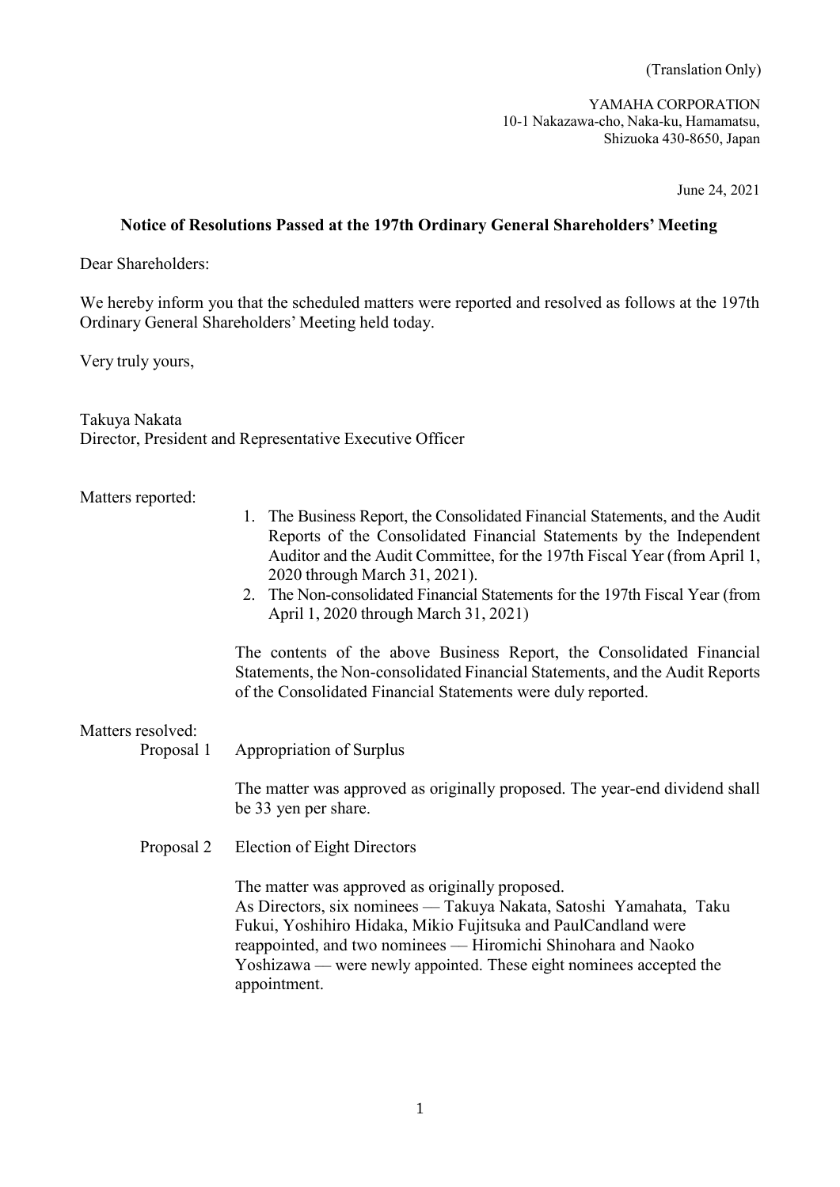(Translation Only)

YAMAHA CORPORATION
10-1 Nakazawa-cho, Naka-ku, Hamamatsu,
Shizuoka 430-8650, Japan

June 24, 2021

**Notice of Resolutions Passed at the 197th Ordinary General Shareholders' Meeting**

Dear Shareholders:

We hereby inform you that the scheduled matters were reported and resolved as follows at the 197th Ordinary General Shareholders' Meeting held today.

Very truly yours,

Takuya Nakata
Director, President and Representative Executive Officer

Matters reported:

1. The Business Report, the Consolidated Financial Statements, and the Audit Reports of the Consolidated Financial Statements by the Independent Auditor and the Audit Committee, for the 197th Fiscal Year (from April 1, 2020 through March 31, 2021).
2. The Non-consolidated Financial Statements for the 197th Fiscal Year (from April 1, 2020 through March 31, 2021)

The contents of the above Business Report, the Consolidated Financial Statements, the Non-consolidated Financial Statements, and the Audit Reports of the Consolidated Financial Statements were duly reported.

Matters resolved:

Proposal 1 Appropriation of Surplus

The matter was approved as originally proposed. The year-end dividend shall be 33 yen per share.

Proposal 2 Election of Eight Directors

The matter was approved as originally proposed.
As Directors, six nominees — Takuya Nakata, Satoshi Yamahata, Taku Fukui, Yoshihiro Hidaka, Mikio Fujitsuka and PaulCandland were reappointed, and two nominees — Hiromichi Shinohara and Naoko Yoshizawa — were newly appointed. These eight nominees accepted the appointment.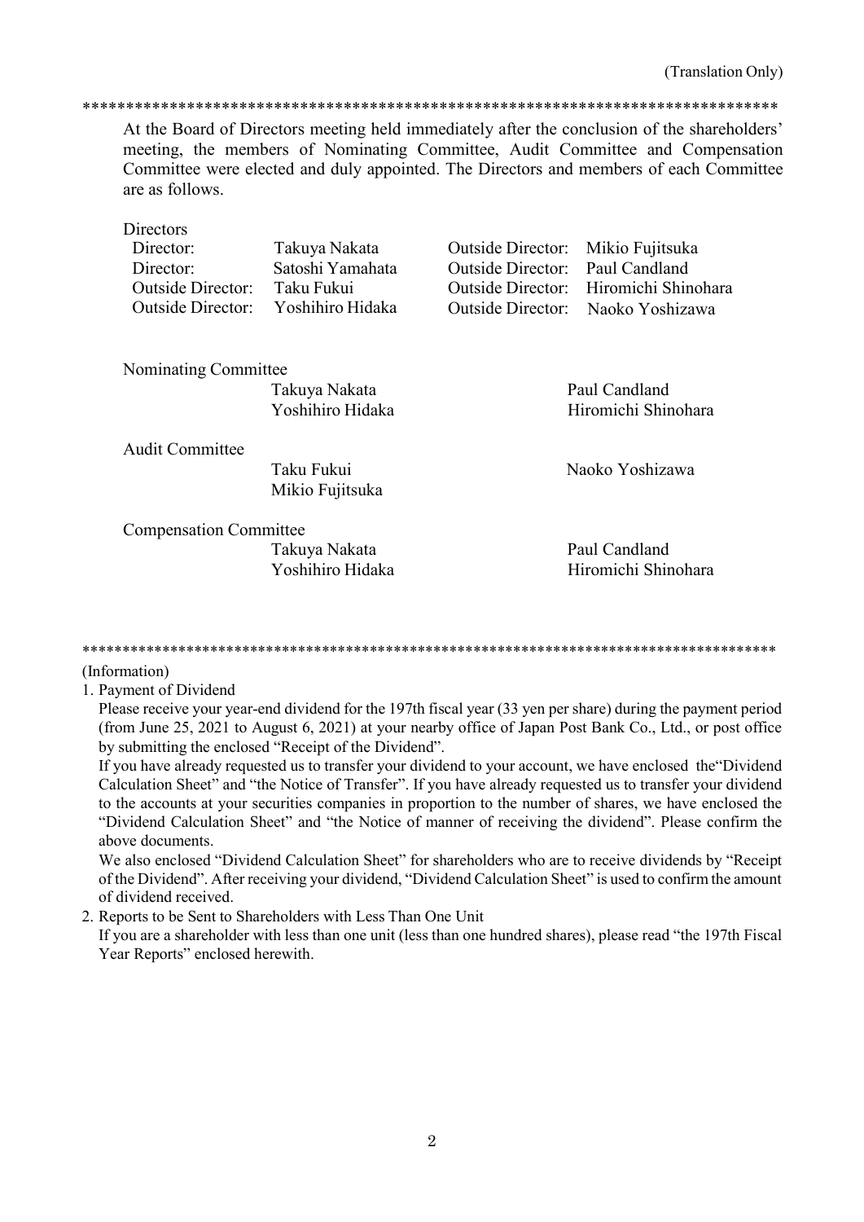(Translation Only)

\*\*\*\*\*\*\*\*\*\*\*\*\*\*\*\*\*\*\*\*\*\*\*\*\*\*\*\*\*\*\*\*\*\*\*\*\*\*\*\*\*\*\*\*\*\*\*\*\*\*\*\*\*\*\*\*\*\*\*\*\*\*\*\*\*\*\*\*\*\*\*\*\*\*\*\*\*\*\*

At the Board of Directors meeting held immediately after the conclusion of the shareholders' meeting, the members of Nominating Committee, Audit Committee and Compensation Committee were elected and duly appointed. The Directors and members of each Committee are as follows.

Directors

| | | | |
|---|---|---|---|
| Director: | Takuya Nakata | Outside Director: | Mikio Fujitsuka |
| Director: | Satoshi Yamahata | Outside Director: | Paul Candland |
| Outside Director: | Taku Fukui | Outside Director: | Hiromichi Shinohara |
| Outside Director: | Yoshihiro Hidaka | Outside Director: | Naoko Yoshizawa |

Nominating Committee

| | |
|---|---|
| Takuya Nakata | Paul Candland |
| Yoshihiro Hidaka | Hiromichi Shinohara |

Audit Committee

| | |
|---|---|
| Taku Fukui | Naoko Yoshizawa |
| Mikio Fujitsuka | |

Compensation Committee

| | |
|---|---|
| Takuya Nakata | Paul Candland |
| Yoshihiro Hidaka | Hiromichi Shinohara |

\*\*\*\*\*\*\*\*\*\*\*\*\*\*\*\*\*\*\*\*\*\*\*\*\*\*\*\*\*\*\*\*\*\*\*\*\*\*\*\*\*\*\*\*\*\*\*\*\*\*\*\*\*\*\*\*\*\*\*\*\*\*\*\*\*\*\*\*\*\*\*\*\*\*\*\*\*\*\*\*\*\*\*\*\*\*\*

(Information)

1. Payment of Dividend

   Please receive your year-end dividend for the 197th fiscal year (33 yen per share) during the payment period (from June 25, 2021 to August 6, 2021) at your nearby office of Japan Post Bank Co., Ltd., or post office by submitting the enclosed "Receipt of the Dividend".

   If you have already requested us to transfer your dividend to your account, we have enclosed the"Dividend Calculation Sheet" and "the Notice of Transfer". If you have already requested us to transfer your dividend to the accounts at your securities companies in proportion to the number of shares, we have enclosed the "Dividend Calculation Sheet" and "the Notice of manner of receiving the dividend". Please confirm the above documents.

   We also enclosed "Dividend Calculation Sheet" for shareholders who are to receive dividends by "Receipt of the Dividend". After receiving your dividend, "Dividend Calculation Sheet" is used to confirm the amount of dividend received.

2. Reports to be Sent to Shareholders with Less Than One Unit

   If you are a shareholder with less than one unit (less than one hundred shares), please read "the 197th Fiscal Year Reports" enclosed herewith.